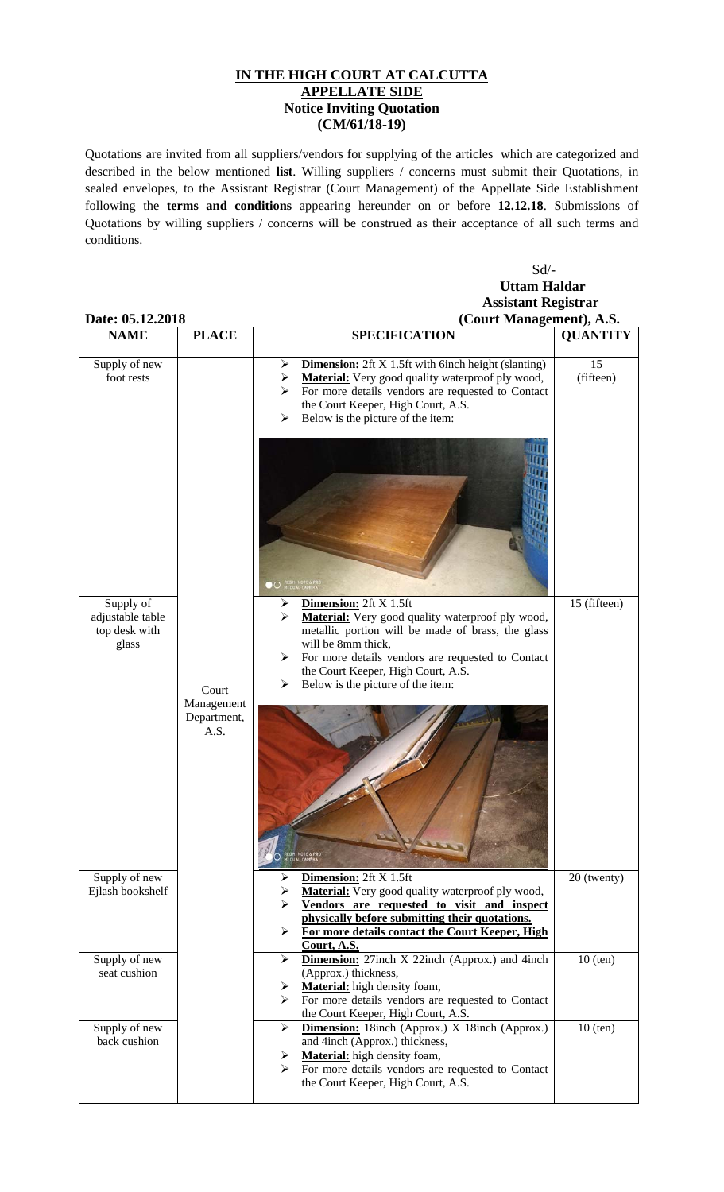# IN THE HIGH COURT AT CALCUTTA
## APPELLATE SIDE
### Notice Inviting Quotation
### (CM/61/18-19)

Quotations are invited from all suppliers/vendors for supplying of the articles which are categorized and described in the below mentioned **list**. Willing suppliers / concerns must submit their Quotations, in sealed envelopes, to the Assistant Registrar (Court Management) of the Appellate Side Establishment following the **terms and conditions** appearing hereunder on or before **12.12.18**. Submissions of Quotations by willing suppliers / concerns will be construed as their acceptance of all such terms and conditions.

Sd/-
**Uttam Haldar**
**Assistant Registrar**
**(Court Management), A.S.**

**Date: 05.12.2018**

| NAME | PLACE | SPECIFICATION | QUANTITY |
|---|---|---|---|
| Supply of new foot rests | Court Management Department, A.S. | ➢ **Dimension:** 2ft X 1.5ft with 6inch height (slanting)<br>➢ **Material:** Very good quality waterproof ply wood,<br>➢ For more details vendors are requested to Contact the Court Keeper, High Court, A.S.<br>➢ Below is the picture of the item: | 15 (fifteen) |
| Supply of adjustable table top desk with glass | | ➢ **Dimension:** 2ft X 1.5ft<br>➢ **Material:** Very good quality waterproof ply wood, metallic portion will be made of brass, the glass will be 8mm thick,<br>➢ For more details vendors are requested to Contact the Court Keeper, High Court, A.S.<br>➢ Below is the picture of the item: | 15 (fifteen) |
| Supply of new Ejlash bookshelf | | ➢ **Dimension:** 2ft X 1.5ft<br>➢ **Material:** Very good quality waterproof ply wood,<br>➢ **Vendors are requested to visit and inspect physically before submitting their quotations.**<br>➢ **For more details contact the Court Keeper, High Court, A.S.** | 20 (twenty) |
| Supply of new seat cushion | | ➢ **Dimension:** 27inch X 22inch (Approx.) and 4inch (Approx.) thickness,<br>➢ **Material:** high density foam,<br>➢ For more details vendors are requested to Contact the Court Keeper, High Court, A.S. | 10 (ten) |
| Supply of new back cushion | | ➢ **Dimension:** 18inch (Approx.) X 18inch (Approx.) and 4inch (Approx.) thickness,<br>➢ **Material:** high density foam,<br>➢ For more details vendors are requested to Contact the Court Keeper, High Court, A.S. | 10 (ten) |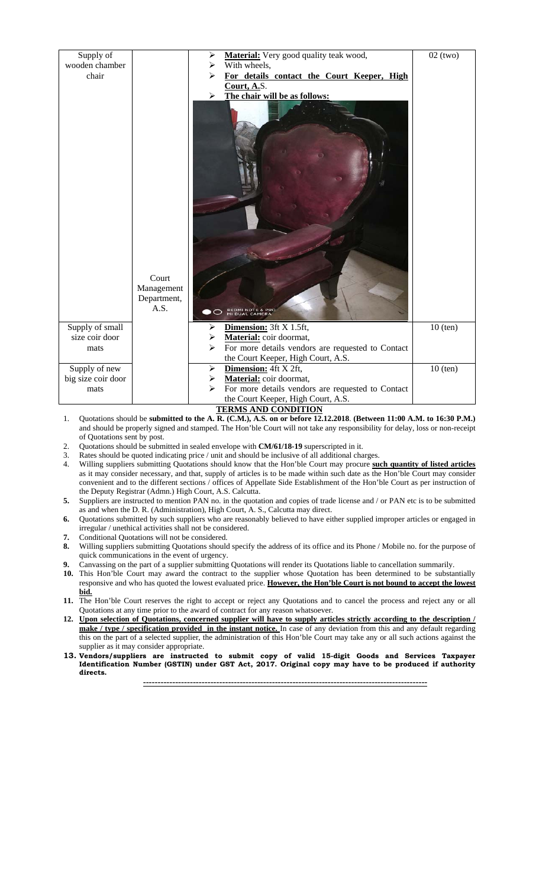| | | | |
|---|---|---|---|
| Supply of wooden chamber chair | Court Management Department, A.S. | ➢ **Material:** Very good quality teak wood,<br>➢ With wheels,<br>➢ **For details contact the Court Keeper, High Court, A.S.**<br>➢ **The chair will be as follows:** | 02 (two) |
| Supply of small size coir door mats | | ➢ **Dimension:** 3ft X 1.5ft,<br>➢ **Material:** coir doormat,<br>➢ For more details vendors are requested to Contact the Court Keeper, High Court, A.S. | 10 (ten) |
| Supply of new big size coir door mats | | ➢ **Dimension:** 4ft X 2ft,<br>➢ **Material:** coir doormat,<br>➢ For more details vendors are requested to Contact the Court Keeper, High Court, A.S. | 10 (ten) |

**TERMS AND CONDITION**

1. Quotations should be **submitted to the A. R. (C.M.), A.S. on or before 12.12.2018**. **(Between 11:00 A.M. to 16:30 P.M.)** and should be properly signed and stamped. The Hon'ble Court will not take any responsibility for delay, loss or non-receipt of Quotations sent by post.
2. Quotations should be submitted in sealed envelope with **CM/61/18-19** superscripted in it.
3. Rates should be quoted indicating price / unit and should be inclusive of all additional charges.
4. Willing suppliers submitting Quotations should know that the Hon'ble Court may procure **such quantity of listed articles** as it may consider necessary, and that, supply of articles is to be made within such date as the Hon'ble Court may consider convenient and to the different sections / offices of Appellate Side Establishment of the Hon'ble Court as per instruction of the Deputy Registrar (Admn.) High Court, A.S. Calcutta.
5. Suppliers are instructed to mention PAN no. in the quotation and copies of trade license and / or PAN etc is to be submitted as and when the D. R. (Administration), High Court, A. S., Calcutta may direct.
6. Quotations submitted by such suppliers who are reasonably believed to have either supplied improper articles or engaged in irregular / unethical activities shall not be considered.
7. Conditional Quotations will not be considered.
8. Willing suppliers submitting Quotations should specify the address of its office and its Phone / Mobile no. for the purpose of quick communications in the event of urgency.
9. Canvassing on the part of a supplier submitting Quotations will render its Quotations liable to cancellation summarily.
10. This Hon'ble Court may award the contract to the supplier whose Quotation has been determined to be substantially responsive and who has quoted the lowest evaluated price. **However, the Hon'ble Court is not bound to accept the lowest bid.**
11. The Hon'ble Court reserves the right to accept or reject any Quotations and to cancel the process and reject any or all Quotations at any time prior to the award of contract for any reason whatsoever.
12. **Upon selection of Quotations, concerned supplier will have to supply articles strictly according to the description / make / type / specification provided in the instant notice.** In case of any deviation from this and any default regarding this on the part of a selected supplier, the administration of this Hon'ble Court may take any or all such actions against the supplier as it may consider appropriate.
13. **Vendors/suppliers are instructed to submit copy of valid 15-digit Goods and Services Taxpayer Identification Number (GSTIN) under GST Act, 2017. Original copy may have to be produced if authority directs.**

---